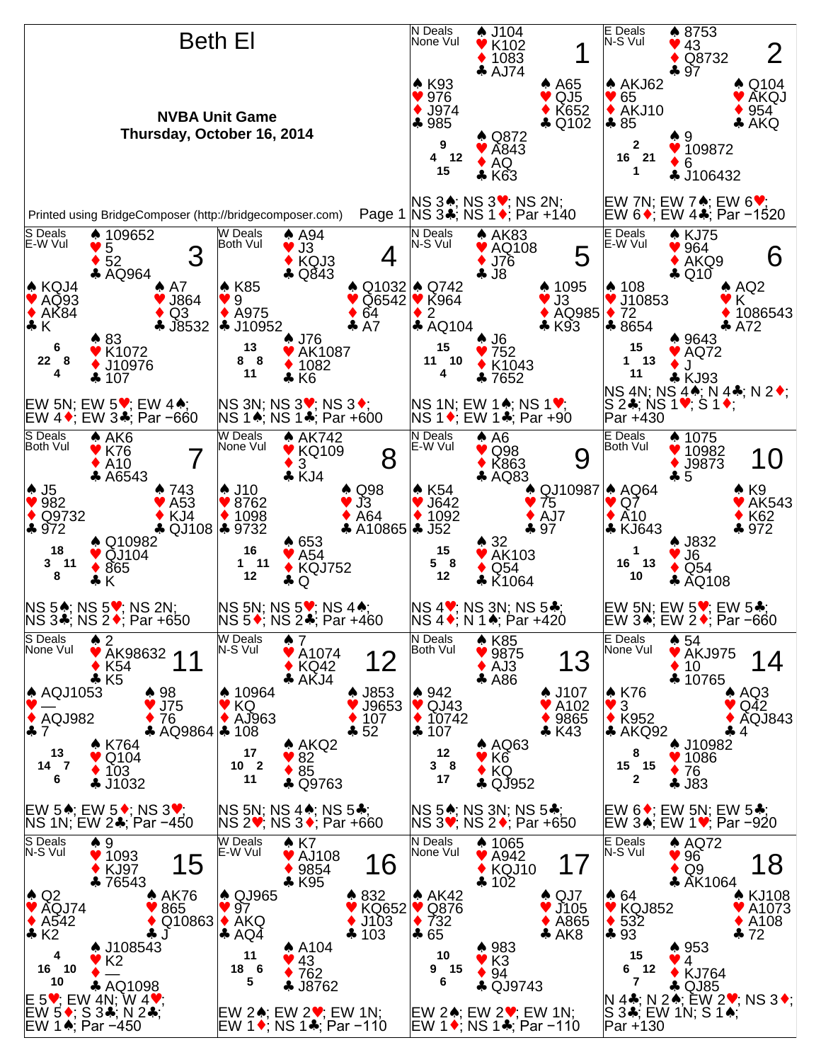# Beth El

**NVBA Unit Game**
**Thursday, October 16, 2014**

Printed using BridgeComposer (http://bridgecomposer.com)

## Board 1
N Deals, None Vul

- North: ♠ J104 ♥ K102 ♦ 1083 ♣ AJ74
- West: ♠ K93 ♥ 976 ♦ J974 ♣ 985
- East: ♠ A65 ♥ QJ5 ♦ K652 ♣ Q102
- South: ♠ Q872 ♥ A843 ♦ AQ ♣ K63

HCP: N 9, W 4, E 12, S 15

NS 3♠; NS 3♥; NS 2N; NS 3♣; NS 1♦; Par +140

## Board 2
E Deals, N-S Vul

- North: ♠ 8753 ♥ 43 ♦ Q8732 ♣ 97
- West: ♠ AKJ62 ♥ 65 ♦ AKJ10 ♣ 85
- East: ♠ Q104 ♥ AKQJ ♦ 954 ♣ AKQ
- South: ♠ 9 ♥ 109872 ♦ 6 ♣ J106432

HCP: N 2, W 16, E 21, S 1

EW 7N; EW 7♠; EW 6♥; EW 6♦; EW 4♣; Par −1520

## Board 3
S Deals, E-W Vul

- North: ♠ 109652 ♥ 5 ♦ 52 ♣ AQ964
- West: ♠ KQJ4 ♥ AQ93 ♦ AK84 ♣ K
- East: ♠ A7 ♥ J864 ♦ Q3 ♣ J8532
- South: ♠ 83 ♥ K1072 ♦ J10976 ♣ 107

HCP: N 6, W 22, E 8, S 4

EW 5N; EW 5♥; EW 4♠; EW 4♦; EW 3♣; Par −660

## Board 4
W Deals, Both Vul

- North: ♠ A94 ♥ J3 ♦ KQJ3 ♣ Q843
- West: ♠ K85 ♥ 9 ♦ A975 ♣ J10952
- East: ♠ Q1032 ♥ Q6542 ♦ 64 ♣ A7
- South: ♠ J76 ♥ AK1087 ♦ 1082 ♣ K6

HCP: N 13, W 8, E 8, S 11

NS 3N; NS 3♥; NS 3♦; NS 1♠; NS 1♣; Par +600

## Board 5
N Deals, N-S Vul

- North: ♠ AK83 ♥ AQ108 ♦ J76 ♣ J8
- West: ♠ Q742 ♥ K964 ♦ 2 ♣ AQ104
- East: ♠ 1095 ♥ J3 ♦ AQ985 ♣ K93
- South: ♠ J6 ♥ 752 ♦ K1043 ♣ 7652

HCP: N 15, W 11, E 10, S 4

NS 1N; EW 1♠; NS 1♥; NS 1♦; EW 1♣; Par +90

## Board 6
E Deals, E-W Vul

- North: ♠ KJ75 ♥ 964 ♦ AKQ9 ♣ Q10
- West: ♠ 108 ♥ J10853 ♦ 72 ♣ 8654
- East: ♠ AQ2 ♥ K ♦ 1086543 ♣ A72
- South: ♠ 9643 ♥ AQ72 ♦ J ♣ KJ93

HCP: N 15, W 1, E 13, S 11

NS 4N; NS 4♠; N 4♣; N 2♦; S 2♣; NS 1♥; S 1♦; Par +430

## Board 7
S Deals, Both Vul

- North: ♠ AK6 ♥ K76 ♦ A10 ♣ A6543
- West: ♠ J5 ♥ 982 ♦ Q9732 ♣ 972
- East: ♠ 743 ♥ A53 ♦ KJ4 ♣ QJ108
- South: ♠ Q10982 ♥ QJ104 ♦ 865 ♣ K

HCP: N 18, W 3, E 11, S 8

NS 5♠; NS 5♥; NS 2N; NS 3♣; NS 2♦; Par +650

## Board 8
W Deals, None Vul

- North: ♠ AK742 ♥ KQ109 ♦ 3 ♣ KJ4
- West: ♠ J10 ♥ 8762 ♦ 1098 ♣ 9732
- East: ♠ Q98 ♥ J3 ♦ A64 ♣ A10865
- South: ♠ 653 ♥ A54 ♦ KQJ752 ♣ Q

HCP: N 16, W 1, E 11, S 12

NS 5N; NS 5♥; NS 4♠; NS 5♦; NS 2♣; Par +460

## Board 9
N Deals, E-W Vul

- North: ♠ A6 ♥ Q98 ♦ K863 ♣ AQ83
- West: ♠ K54 ♥ J642 ♦ 1092 ♣ J52
- East: ♠ QJ10987 ♥ 75 ♦ AJ7 ♣ 97
- South: ♠ 32 ♥ AK103 ♦ Q54 ♣ K1064

HCP: N 15, W 5, E 8, S 12

NS 4♥; NS 3N; NS 5♣; NS 4♦; N 1♠; Par +420

## Board 10
E Deals, Both Vul

- North: ♠ 1075 ♥ 10982 ♦ J9873 ♣ 5
- West: ♠ AQ64 ♥ Q7 ♦ A10 ♣ KJ643
- East: ♠ K9 ♥ AK543 ♦ K62 ♣ 972
- South: ♠ J832 ♥ J6 ♦ Q54 ♣ AQ108

HCP: N 1, W 16, E 13, S 10

EW 5N; EW 5♥; EW 5♣; EW 3♠; EW 2♦; Par −660

## Board 11
S Deals, None Vul

- North: ♠ 2 ♥ AK98632 ♦ K54 ♣ K5
- West: ♠ AQJ1053 ♥ — ♦ AQJ982 ♣ 7
- East: ♠ 98 ♥ J75 ♦ 76 ♣ AQ9864
- South: ♠ K764 ♥ Q104 ♦ 103 ♣ J1032

HCP: N 13, W 14, E 7, S 6

EW 5♠; EW 5♦; NS 3♥; NS 1N; EW 2♣; Par −450

## Board 12
W Deals, N-S Vul

- North: ♠ 7 ♥ A1074 ♦ KQ42 ♣ AKJ4
- West: ♠ 10964 ♥ KQ ♦ AJ963 ♣ 108
- East: ♠ J853 ♥ J9653 ♦ 107 ♣ 52
- South: ♠ AKQ2 ♥ 82 ♦ 85 ♣ Q9763

HCP: N 17, W 10, E 2, S 11

NS 5N; NS 4♠; NS 5♣; NS 2♥; NS 3♦; Par +660

## Board 13
N Deals, Both Vul

- North: ♠ K85 ♥ 9875 ♦ AJ3 ♣ A86
- West: ♠ 942 ♥ QJ43 ♦ 10742 ♣ 107
- East: ♠ J107 ♥ A102 ♦ 9865 ♣ K43
- South: ♠ AQ63 ♥ K6 ♦ KQ ♣ QJ952

HCP: N 12, W 3, E 8, S 17

NS 5♠; NS 3N; NS 5♣; NS 3♥; NS 2♦; Par +650

## Board 14
E Deals, None Vul

- North: ♠ 54 ♥ AKJ975 ♦ 10 ♣ 10765
- West: ♠ K76 ♥ 3 ♦ K952 ♣ AKQ92
- East: ♠ AQ3 ♥ Q42 ♦ AQJ843 ♣ 4
- South: ♠ J10982 ♥ 1086 ♦ 76 ♣ J83

HCP: N 8, W 15, E 15, S 2

EW 6♦; EW 5N; EW 5♣; EW 3♠; EW 1♥; Par −920

## Board 15
S Deals, N-S Vul

- North: ♠ 9 ♥ 1093 ♦ KJ97 ♣ 76543
- West: ♠ Q2 ♥ AQJ74 ♦ A542 ♣ K2
- East: ♠ AK76 ♥ 865 ♦ Q10863 ♣ J
- South: ♠ J108543 ♥ K2 ♦ — ♣ AQ1098

HCP: N 4, W 16, E 10, S 10

E 5♥; EW 4N; W 4♥; EW 5♦; S 3♣; N 2♣; EW 1♠; Par −450

## Board 16
W Deals, E-W Vul

- North: ♠ K7 ♥ AJ108 ♦ 9854 ♣ K95
- West: ♠ QJ965 ♥ 97 ♦ AKQ ♣ AQ4
- East: ♠ 832 ♥ KQ652 ♦ J103 ♣ 103
- South: ♠ A104 ♥ 43 ♦ 762 ♣ J8762

HCP: N 11, W 18, E 6, S 5

EW 2♠; EW 2♥; EW 1N; EW 1♦; NS 1♣; Par −110

## Board 17
N Deals, None Vul

- North: ♠ 1065 ♥ A942 ♦ KQJ10 ♣ 102
- West: ♠ AK42 ♥ Q876 ♦ 732 ♣ 65
- East: ♠ QJ7 ♥ J105 ♦ A865 ♣ AK8
- South: ♠ 983 ♥ K3 ♦ 94 ♣ QJ9743

HCP: N 10, W 9, E 15, S 6

EW 2♠; EW 2♥; EW 1N; EW 1♦; NS 1♣; Par −110

## Board 18
E Deals, N-S Vul

- North: ♠ AQ72 ♥ 96 ♦ Q9 ♣ AK1064
- West: ♠ 64 ♥ KQJ852 ♦ 532 ♣ 93
- East: ♠ KJ108 ♥ A1073 ♦ A108 ♣ 72
- South: ♠ 953 ♥ 4 ♦ KJ764 ♣ QJ85

HCP: N 15, W 6, E 12, S 7

N 4♣; N 2♠; EW 2♥; NS 3♦; S 3♣; EW 1N; S 1♠; Par +130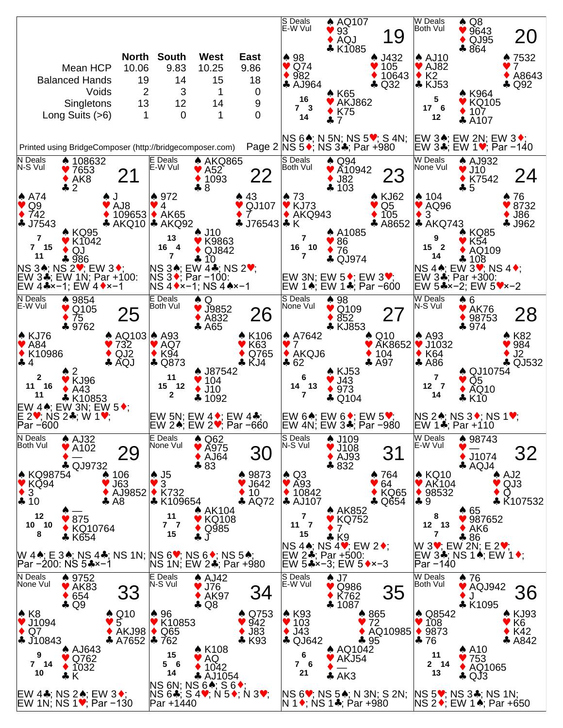| | North | South | West | East |
|---|---|---|---|---|
| Mean HCP | 10.06 | 9.83 | 10.25 | 9.86 |
| Balanced Hands | 19 | 14 | 15 | 18 |
| Voids | 2 | 3 | 1 | 0 |
| Singletons | 13 | 12 | 14 | 9 |
| Long Suits (>6) | 1 | 0 | 1 | 0 |

Printed using BridgeComposer (http://bridgecomposer.com)

## Board 19

S Deals, E-W Vul

North: ♠ AQ107 ♥ 93 ♦ AQJ ♣ K1085

West: ♠ 98 ♥ Q74 ♦ 982 ♣ AJ964

East: ♠ J432 ♥ 105 ♦ 10643 ♣ Q32

South: ♠ K65 ♥ AKJ862 ♦ K75 ♣ 7

HCP: N 16, W 7, E 3, S 14

NS 6♠; N 5N; NS 5♥; S 4N; NS 5♦; NS 3♣; Par +980

## Board 20

W Deals, Both Vul

North: ♠ Q8 ♥ 9643 ♦ QJ95 ♣ 864

West: ♠ AJ10 ♥ AJ82 ♦ K2 ♣ KJ53

East: ♠ 7532 ♥ 7 ♦ A8643 ♣ Q92

South: ♠ K964 ♥ KQ105 ♦ 107 ♣ A107

HCP: N 5, W 17, E 6, S 12

EW 3♠; EW 2N; EW 3♦; EW 3♣; EW 1♥; Par −140

## Board 21

N Deals, N-S Vul

North: ♠ 108632 ♥ 7653 ♦ AK8 ♣ 2

West: ♠ A74 ♥ Q9 ♦ 742 ♣ J7543

East: ♠ J ♥ AJ8 ♦ 109653 ♣ AKQ10

South: ♠ KQ95 ♥ K1042 ♦ QJ ♣ 986

HCP: N 7, W 7, E 15, S 11

NS 3♠; NS 2♥; EW 3♦; EW 3♣; EW 1N; Par +100: EW 4♣×−1; EW 4♦×−1

## Board 22

E Deals, E-W Vul

North: ♠ AKQ865 ♥ A52 ♦ 1093 ♣ 8

West: ♠ 972 ♥ 4 ♦ AK65 ♣ AKQ92

East: ♠ 43 ♥ QJ107 ♦ 7 ♣ J76543

South: ♠ J10 ♥ K9863 ♦ QJ842 ♣ 10

HCP: N 13, W 16, E 4, S 7

NS 3♠; EW 4♣; NS 2♥; NS 3♦; Par −100: NS 4♦×−1; NS 4♠×−1

## Board 23

S Deals, Both Vul

North: ♠ Q94 ♥ A10942 ♦ J82 ♣ 103

West: ♠ 73 ♥ KJ73 ♦ AKQ943 ♣ K

East: ♠ KJ62 ♥ Q5 ♦ 105 ♣ A8652

South: ♠ A1085 ♥ 86 ♦ 76 ♣ QJ974

HCP: N 7, W 16, E 10, S 7

EW 3N; EW 5♦; EW 3♥; EW 1♠; EW 1♣; Par −600

## Board 24

W Deals, None Vul

North: ♠ AJ932 ♥ J10 ♦ K7542 ♣ 5

West: ♠ 104 ♥ AQ96 ♦ 3 ♣ AKQ743

East: ♠ 76 ♥ 8732 ♦ J86 ♣ J962

South: ♠ KQ85 ♥ K54 ♦ AQ109 ♣ 108

HCP: N 9, W 15, E 2, S 14

NS 4♠; EW 3♥; NS 4♦; EW 3♣; Par +300: EW 5♣×−2; EW 5♥×−2

## Board 25

N Deals, E-W Vul

North: ♠ 9854 ♥ Q105 ♦ 75 ♣ 9762

West: ♠ KJ76 ♥ A84 ♦ K10986 ♣ 4

East: ♠ AQ103 ♥ 732 ♦ QJ2 ♣ AQJ

South: ♠ 2 ♥ KJ96 ♦ A43 ♣ K10853

HCP: N 2, W 11, E 16, S 11

EW 4♠; EW 3N; EW 5♦; E 2♥; NS 2♣; W 1♥; Par −600

## Board 26

E Deals, Both Vul

North: ♠ Q ♥ J9852 ♦ A832 ♣ A65

West: ♠ A93 ♥ AQ7 ♦ K94 ♣ Q873

East: ♠ K106 ♥ K63 ♦ Q765 ♣ KJ4

South: ♠ J87542 ♥ 104 ♦ J10 ♣ 1092

HCP: N 11, W 15, E 12, S 2

EW 5N; EW 4♦; EW 4♣; EW 2♠; EW 2♥; Par −660

## Board 27

S Deals, None Vul

North: ♠ 98 ♥ Q109 ♦ 852 ♣ KJ853

West: ♠ A7642 ♥ 7 ♦ AKQJ6 ♣ 62

East: ♠ Q10 ♥ AK8652 ♦ 104 ♣ A97

South: ♠ KJ53 ♥ J43 ♦ 973 ♣ Q104

HCP: N 6, W 14, E 13, S 7

EW 6♠; EW 6♦; EW 5♥; EW 4N; EW 3♣; Par −980

## Board 28

W Deals, N-S Vul

North: ♠ 6 ♥ AK76 ♦ 98753 ♣ 974

West: ♠ A93 ♥ J1032 ♦ K64 ♣ A86

East: ♠ K82 ♥ 984 ♦ J2 ♣ QJ532

South: ♠ QJ10754 ♥ Q5 ♦ AQ10 ♣ K10

HCP: N 7, W 12, E 7, S 14

NS 2♠; NS 3♦; NS 1♥; EW 1♣; Par +110

## Board 29

N Deals, Both Vul

North: ♠ AJ32 ♥ A102 ♦ — ♣ QJ9732

West: ♠ KQ98754 ♥ KQ94 ♦ 3 ♣ 10

East: ♠ 106 ♥ J63 ♦ AJ9852 ♣ A8

South: ♠ — ♥ 875 ♦ KQ10764 ♣ K654

HCP: N 12, W 10, E 10, S 8

W 4♠; E 3♠; NS 4♣; NS 1N; Par −200: NS 5♣×−1

## Board 30

E Deals, None Vul

North: ♠ Q62 ♥ A975 ♦ AJ64 ♣ 83

West: ♠ J5 ♥ 3 ♦ K732 ♣ K109654

East: ♠ 9873 ♥ J642 ♦ 10 ♣ AQ72

South: ♠ AK104 ♥ KQ108 ♦ Q985 ♣ J

HCP: N 11, W 7, E 7, S 15

NS 6♥; NS 6♦; NS 5♠; NS 1N; EW 2♣; Par +980

## Board 31

S Deals, N-S Vul

North: ♠ J109 ♥ J108 ♦ AJ93 ♣ 832

West: ♠ Q3 ♥ A93 ♦ 10842 ♣ AJ107

East: ♠ 764 ♥ 64 ♦ KQ65 ♣ Q654

South: ♠ AK852 ♥ KQ752 ♦ 7 ♣ K9

HCP: N 7, W 11, E 7, S 15

NS 4♠; NS 4♥; EW 2♦; EW 2♣; Par +500: EW 5♣×−3; EW 5♦×−3

## Board 32

W Deals, E-W Vul

North: ♠ 98743 ♥ — ♦ J1074 ♣ AQJ4

West: ♠ KQ10 ♥ AK104 ♦ 98532 ♣ 9

East: ♠ AJ2 ♥ QJ3 ♦ Q ♣ K107532

South: ♠ 65 ♥ 987652 ♦ AK6 ♣ 86

HCP: N 8, W 12, E 13, S 7

W 3♥; EW 2N; E 2♥; EW 3♣; NS 1♠; EW 1♦; Par −140

## Board 33

N Deals, None Vul

North: ♠ 9752 ♥ AK83 ♦ 654 ♣ Q9

West: ♠ K8 ♥ J1094 ♦ Q7 ♣ J10843

East: ♠ Q10 ♥ 5 ♦ AKJ98 ♣ A7652

South: ♠ AJ643 ♥ Q762 ♦ 1032 ♣ K

HCP: N 9, W 7, E 14, S 10

EW 4♣; NS 2♠; EW 3♦; EW 1N; NS 1♥; Par −130

## Board 34

E Deals, N-S Vul

North: ♠ AJ42 ♥ J76 ♦ AK97 ♣ Q8

West: ♠ 96 ♥ K10853 ♦ Q65 ♣ 762

East: ♠ Q753 ♥ 942 ♦ J83 ♣ K93

South: ♠ K108 ♥ AQ ♦ 1042 ♣ AJ1054

HCP: N 15, W 5, E 6, S 14

NS 6N; NS 6♠; S 6♦; NS 6♣; S 4♥; N 5♦; N 3♥; Par +1440

## Board 35

S Deals, E-W Vul

North: ♠ J7 ♥ Q986 ♦ K762 ♣ 1087

West: ♠ K93 ♥ 103 ♦ J43 ♣ QJ642

East: ♠ 865 ♥ 72 ♦ AQ10985 ♣ 95

South: ♠ AQ1042 ♥ AKJ54 ♦ — ♣ AK3

HCP: N 6, W 7, E 6, S 21

NS 6♥; NS 5♠; N 3N; S 2N; N 1♦; NS 1♣; Par +980

## Board 36

W Deals, Both Vul

North: ♠ 76 ♥ AQJ942 ♦ J ♣ K1095

West: ♠ Q8542 ♥ 108 ♦ 9873 ♣ 76

East: ♠ KJ93 ♥ K6 ♦ K42 ♣ A842

South: ♠ A10 ♥ 753 ♦ AQ1065 ♣ QJ3

HCP: N 11, W 2, E 14, S 13

NS 5♥; NS 3♣; NS 1N; NS 2♦; EW 1♠; Par +650